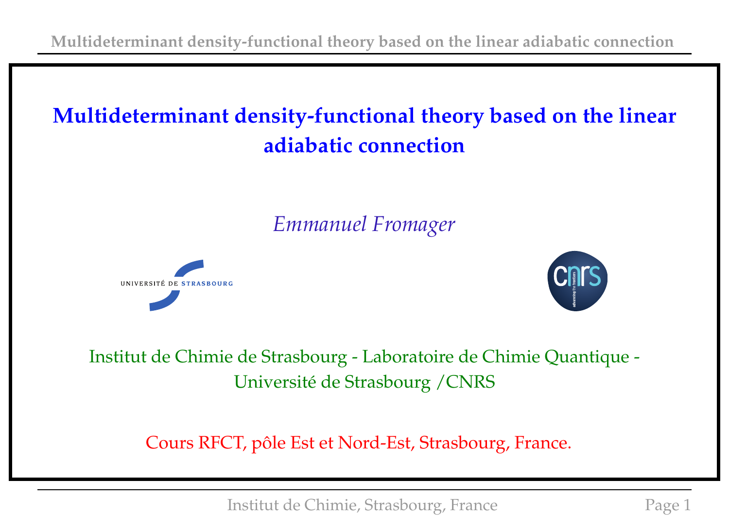# Multideterminant density-functional theory based on the linear adiabatic connection

*Emmanuel Fromager*

Institut de Chimie de Strasbourg - Laboratoire de Chimie Quantique - Université de Strasbourg /CNRS

Cours RFCT, pôle Est et Nord-Est, Strasbourg, France.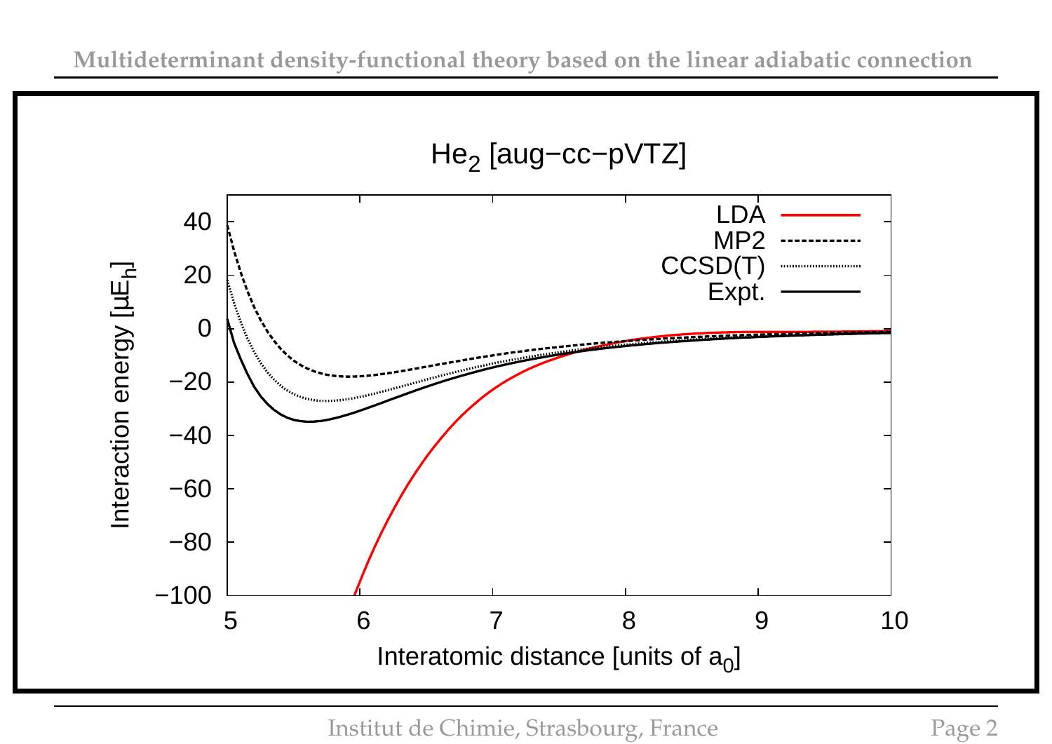## $He_2$ [aug−cc−pVTZ]

Interaction energy [$\mu E_h$] vs. Interatomic distance [units of $a_0$]

Legend: LDA, MP2, CCSD(T), Expt.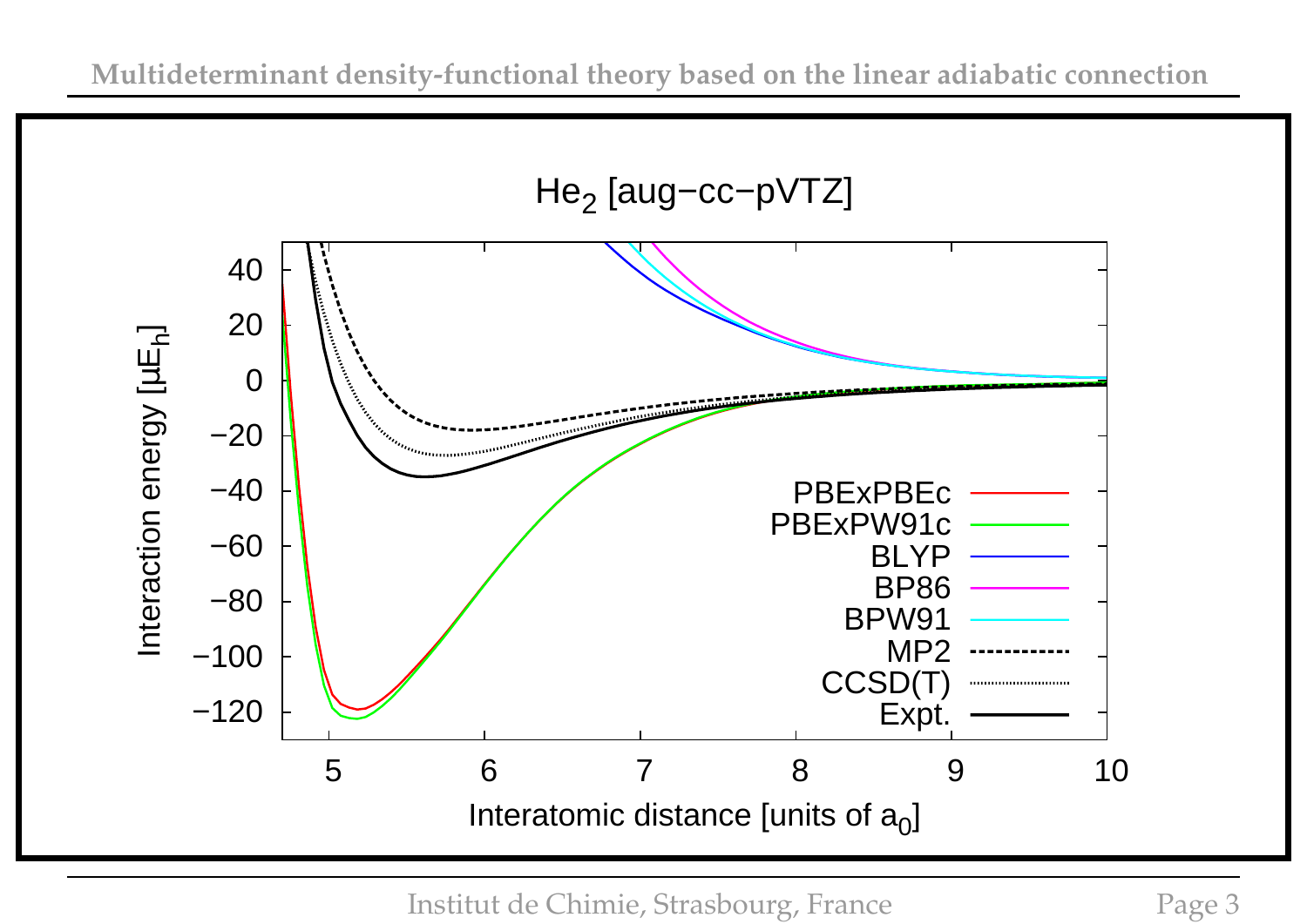## $He_2$ [aug-cc-pVTZ]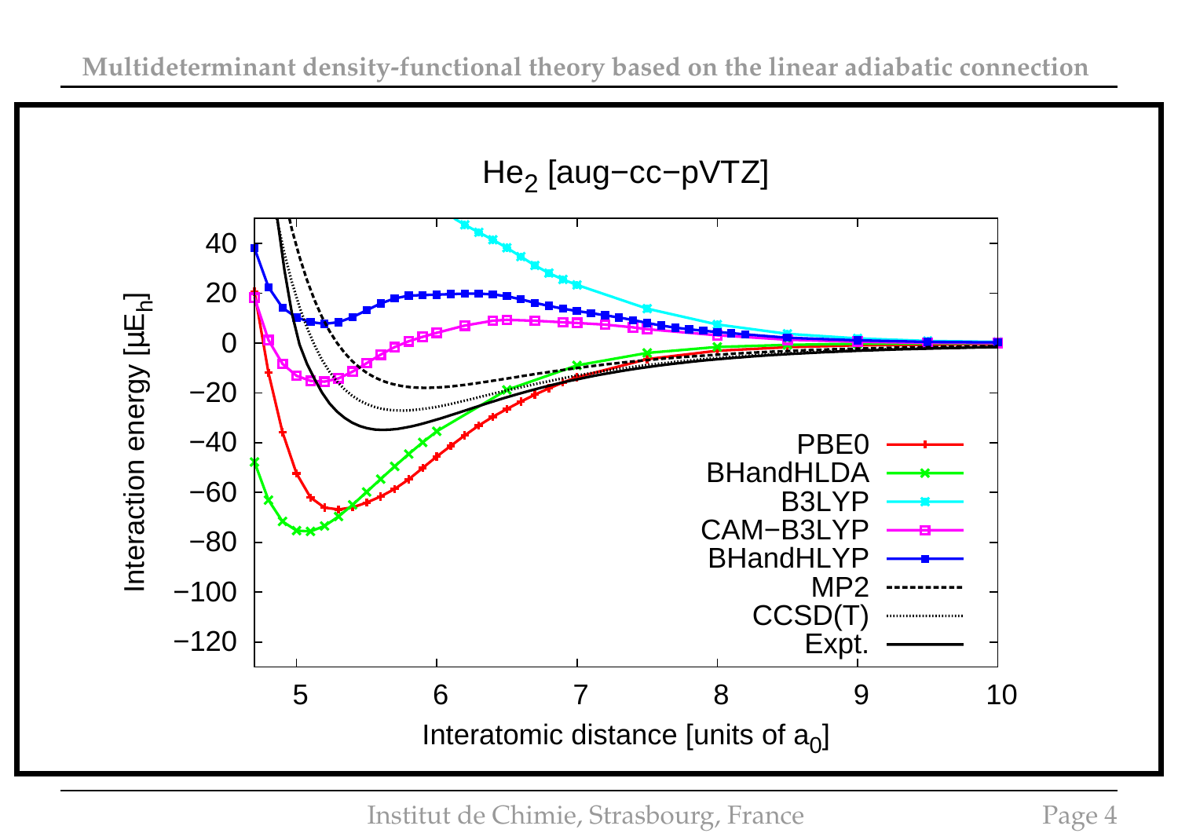$He_2$ [aug−cc−pVTZ]

Interaction energy [$\mu E_h$]

Interatomic distance [units of $a_0$]

PBE0, BHandHLDA, B3LYP, CAM−B3LYP, BHandHLYP, MP2, CCSD(T), Expt.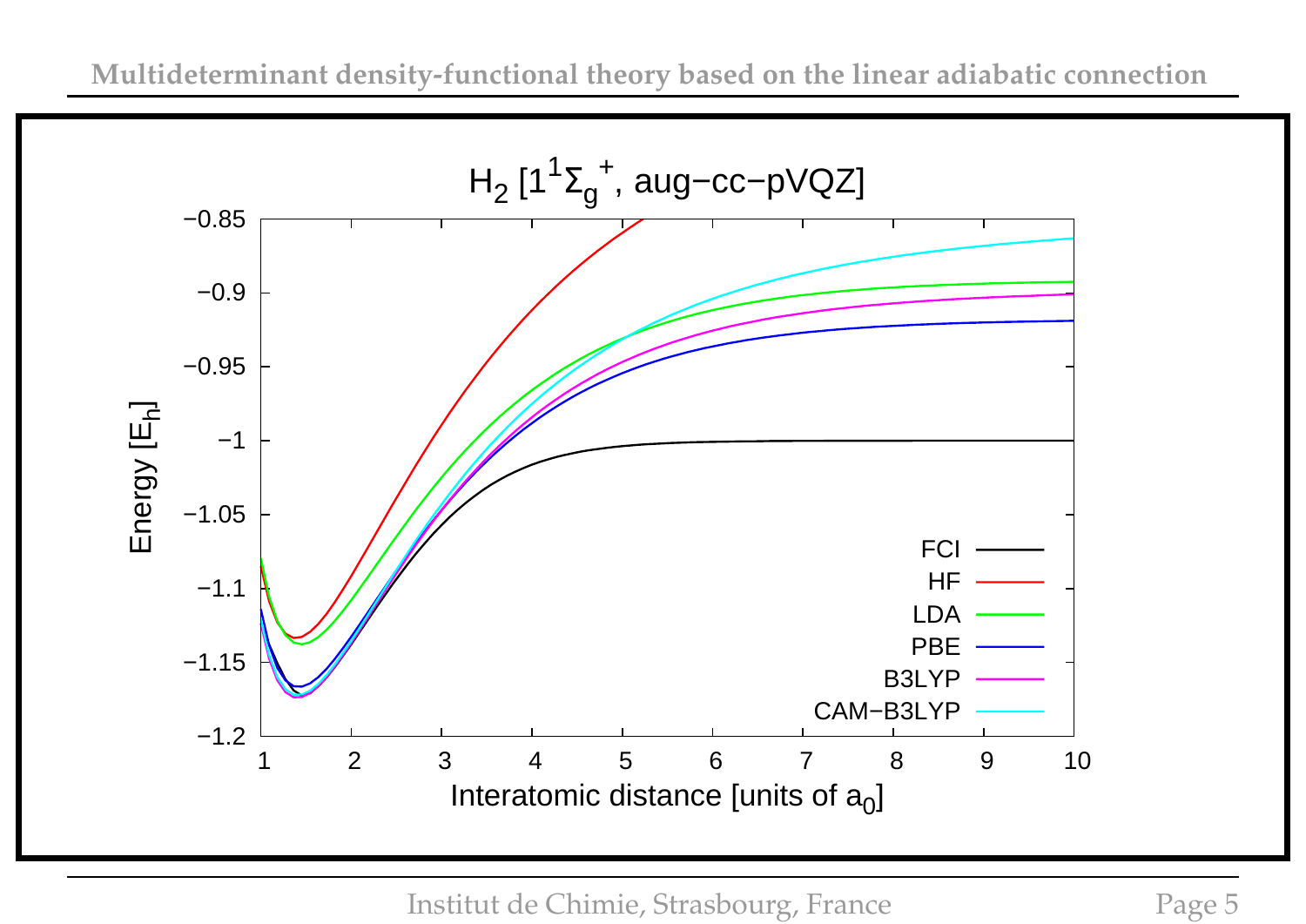$H_2$ [$1^1\Sigma_g^+$, aug−cc−pVQZ]

| Legend |
| --- |
| FCI |
| HF |
| LDA |
| PBE |
| B3LYP |
| CAM−B3LYP |

Energy [$E_h$]

Interatomic distance [units of $a_0$]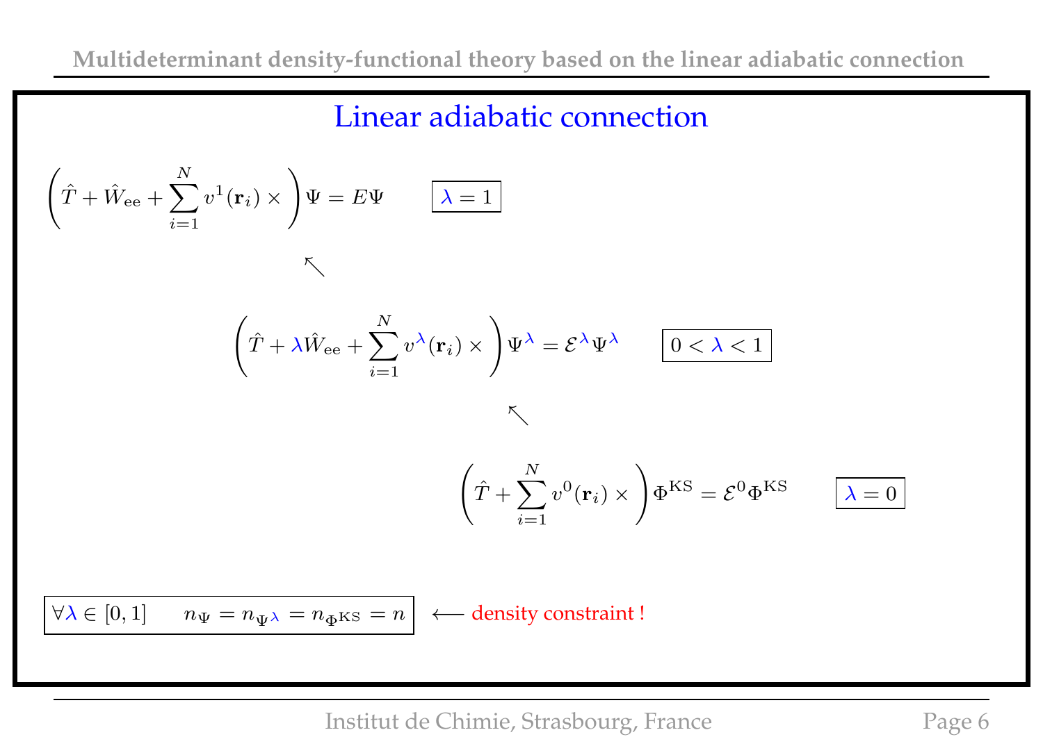## Linear adiabatic connection

$$\left(\hat{T} + \hat{W}_{\rm ee} + \sum_{i=1}^{N} v^{1}(\mathbf{r}_i) \times \right)\Psi = E\Psi \qquad \boxed{\lambda = 1}$$

$$\nwarrow$$

$$\left(\hat{T} + \lambda\hat{W}_{\rm ee} + \sum_{i=1}^{N} v^{\lambda}(\mathbf{r}_i) \times \right)\Psi^{\lambda} = \mathcal{E}^{\lambda}\Psi^{\lambda} \qquad \boxed{0 < \lambda < 1}$$

$$\nwarrow$$

$$\left(\hat{T} + \sum_{i=1}^{N} v^{0}(\mathbf{r}_i) \times \right)\Phi^{\rm KS} = \mathcal{E}^{0}\Phi^{\rm KS} \qquad \boxed{\lambda = 0}$$

$$\boxed{\forall\lambda \in [0,1] \qquad n_{\Psi} = n_{\Psi^{\lambda}} = n_{\Phi^{\rm KS}} = n}$$ $\longleftarrow$ density constraint !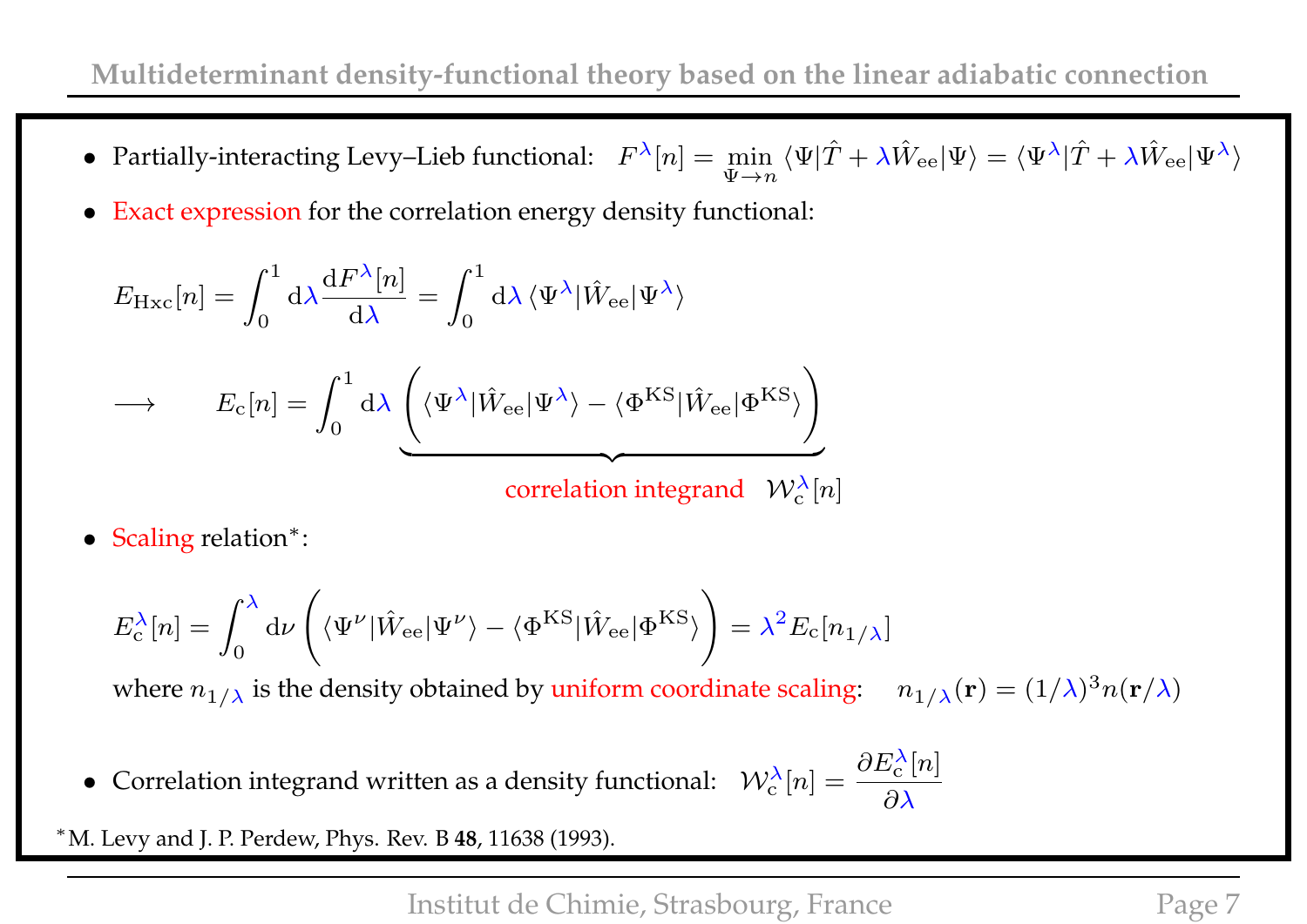- Partially-interacting Levy–Lieb functional: $F^{\lambda}[n] = \min_{\Psi \to n} \langle \Psi | \hat{T} + \lambda \hat{W}_{\rm ee} | \Psi \rangle = \langle \Psi^{\lambda} | \hat{T} + \lambda \hat{W}_{\rm ee} | \Psi^{\lambda} \rangle$

- Exact expression for the correlation energy density functional:

$$E_{\rm Hxc}[n] = \int_0^1 {\rm d}\lambda \frac{{\rm d}F^{\lambda}[n]}{{\rm d}\lambda} = \int_0^1 {\rm d}\lambda \, \langle \Psi^{\lambda} | \hat{W}_{\rm ee} | \Psi^{\lambda} \rangle$$

$$\longrightarrow \qquad E_{\rm c}[n] = \int_0^1 {\rm d}\lambda \underbrace{\left( \langle \Psi^{\lambda} | \hat{W}_{\rm ee} | \Psi^{\lambda} \rangle - \langle \Phi^{\rm KS} | \hat{W}_{\rm ee} | \Phi^{\rm KS} \rangle \right)}_{\text{correlation integrand} \quad \mathcal{W}_{\rm c}^{\lambda}[n]}$$

- Scaling relation*:

$$E_{\rm c}^{\lambda}[n] = \int_0^{\lambda} {\rm d}\nu \left( \langle \Psi^{\nu} | \hat{W}_{\rm ee} | \Psi^{\nu} \rangle - \langle \Phi^{\rm KS} | \hat{W}_{\rm ee} | \Phi^{\rm KS} \rangle \right) = \lambda^2 E_{\rm c}[n_{1/\lambda}]$$

where $n_{1/\lambda}$ is the density obtained by uniform coordinate scaling: $\quad n_{1/\lambda}(\mathbf{r}) = (1/\lambda)^3 n(\mathbf{r}/\lambda)$

- Correlation integrand written as a density functional: $\mathcal{W}_{\rm c}^{\lambda}[n] = \dfrac{\partial E_{\rm c}^{\lambda}[n]}{\partial \lambda}$

*M. Levy and J. P. Perdew, Phys. Rev. B **48**, 11638 (1993).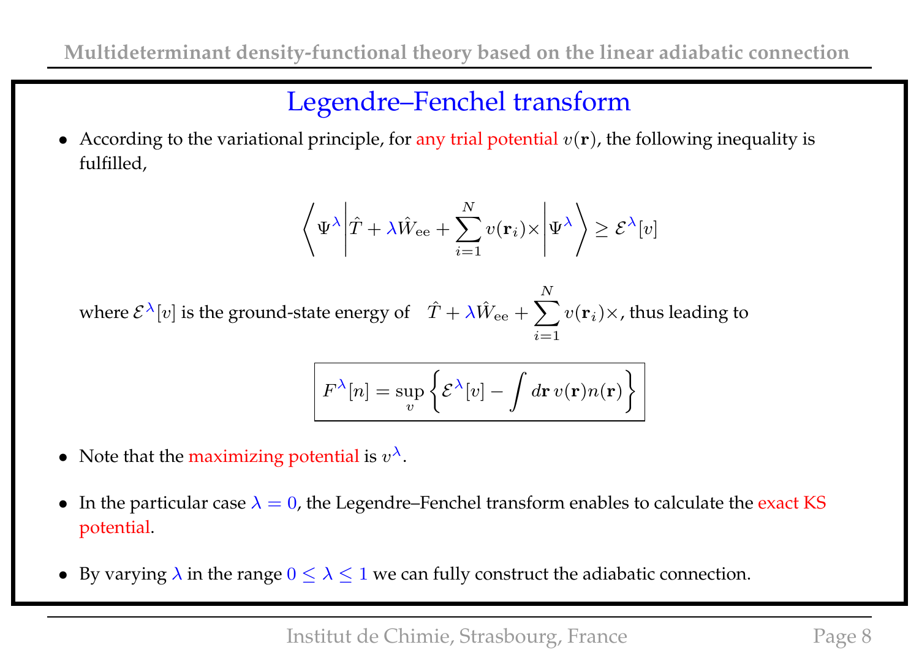## Legendre–Fenchel transform

- According to the variational principle, for any trial potential $v(\mathbf{r})$, the following inequality is fulfilled,

$$\left\langle \Psi^{\lambda} \middle| \hat{T} + \lambda \hat{W}_{\text{ee}} + \sum_{i=1}^{N} v(\mathbf{r}_i) \times \middle| \Psi^{\lambda} \right\rangle \geq \mathcal{E}^{\lambda}[v]$$

where $\mathcal{E}^{\lambda}[v]$ is the ground-state energy of $\quad \hat{T} + \lambda \hat{W}_{\text{ee}} + \sum_{i=1}^{N} v(\mathbf{r}_i) \times$, thus leading to

$$\boxed{F^{\lambda}[n] = \sup_{v} \left\{ \mathcal{E}^{\lambda}[v] - \int d\mathbf{r}\, v(\mathbf{r}) n(\mathbf{r}) \right\}}$$

- Note that the maximizing potential is $v^{\lambda}$.

- In the particular case $\lambda = 0$, the Legendre–Fenchel transform enables to calculate the exact KS potential.

- By varying $\lambda$ in the range $0 \leq \lambda \leq 1$ we can fully construct the adiabatic connection.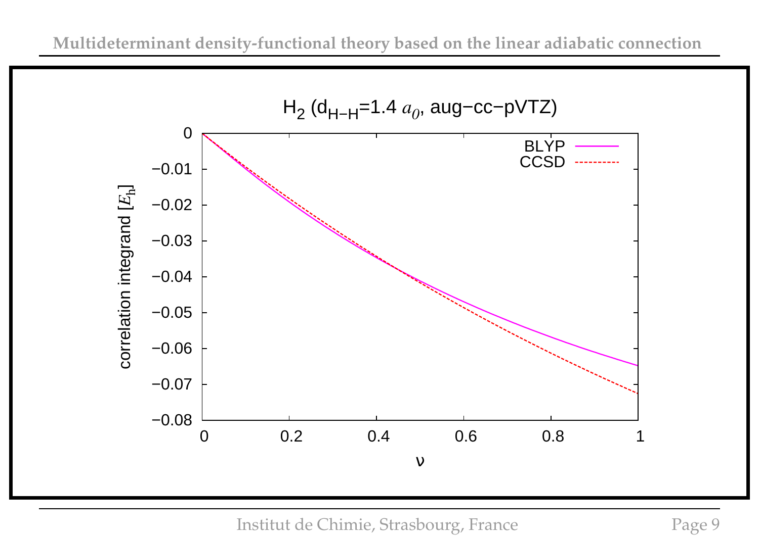## $H_2$ ($d_{H-H}$=1.4 $a_0$, aug−cc−pVTZ)

Plot of correlation integrand [$E_h$] (y-axis, from 0 to −0.08) versus $\nu$ (x-axis, from 0 to 1).

Legend:
- BLYP
- CCSD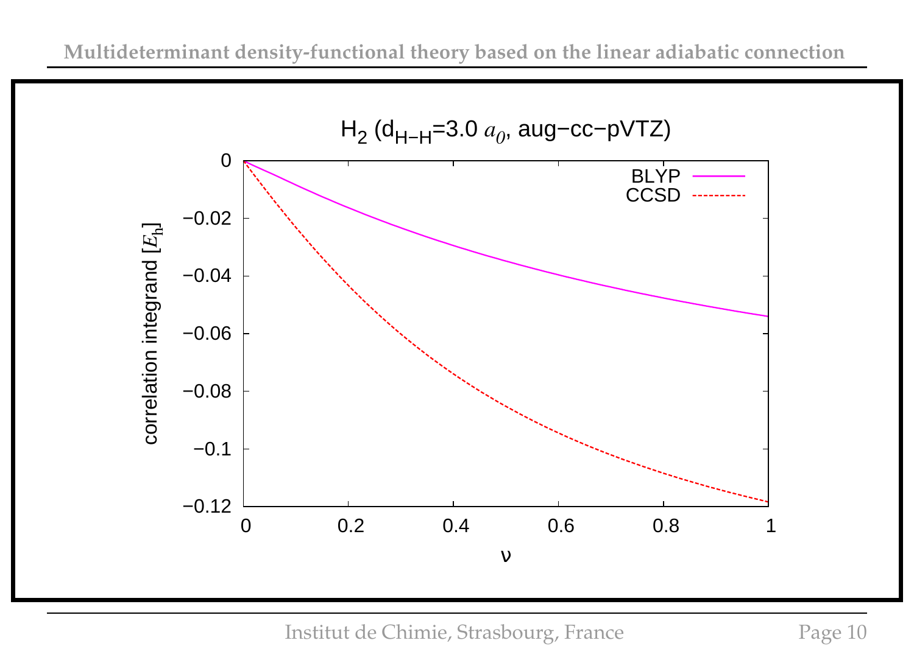## $H_2$ ($d_{H-H}$=3.0 $a_0$, aug−cc−pVTZ)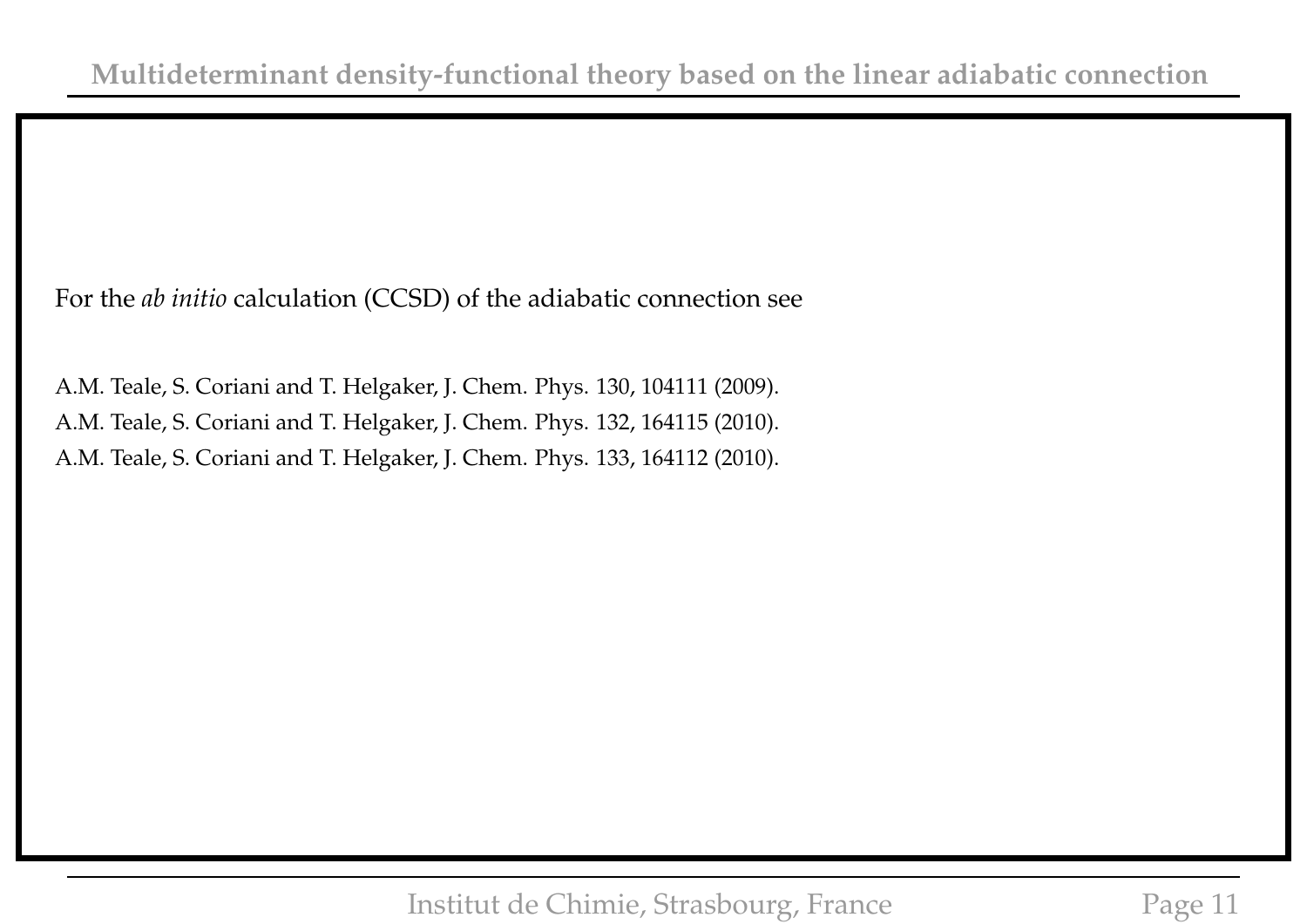For the *ab initio* calculation (CCSD) of the adiabatic connection see

A.M. Teale, S. Coriani and T. Helgaker, J. Chem. Phys. 130, 104111 (2009).

A.M. Teale, S. Coriani and T. Helgaker, J. Chem. Phys. 132, 164115 (2010).

A.M. Teale, S. Coriani and T. Helgaker, J. Chem. Phys. 133, 164112 (2010).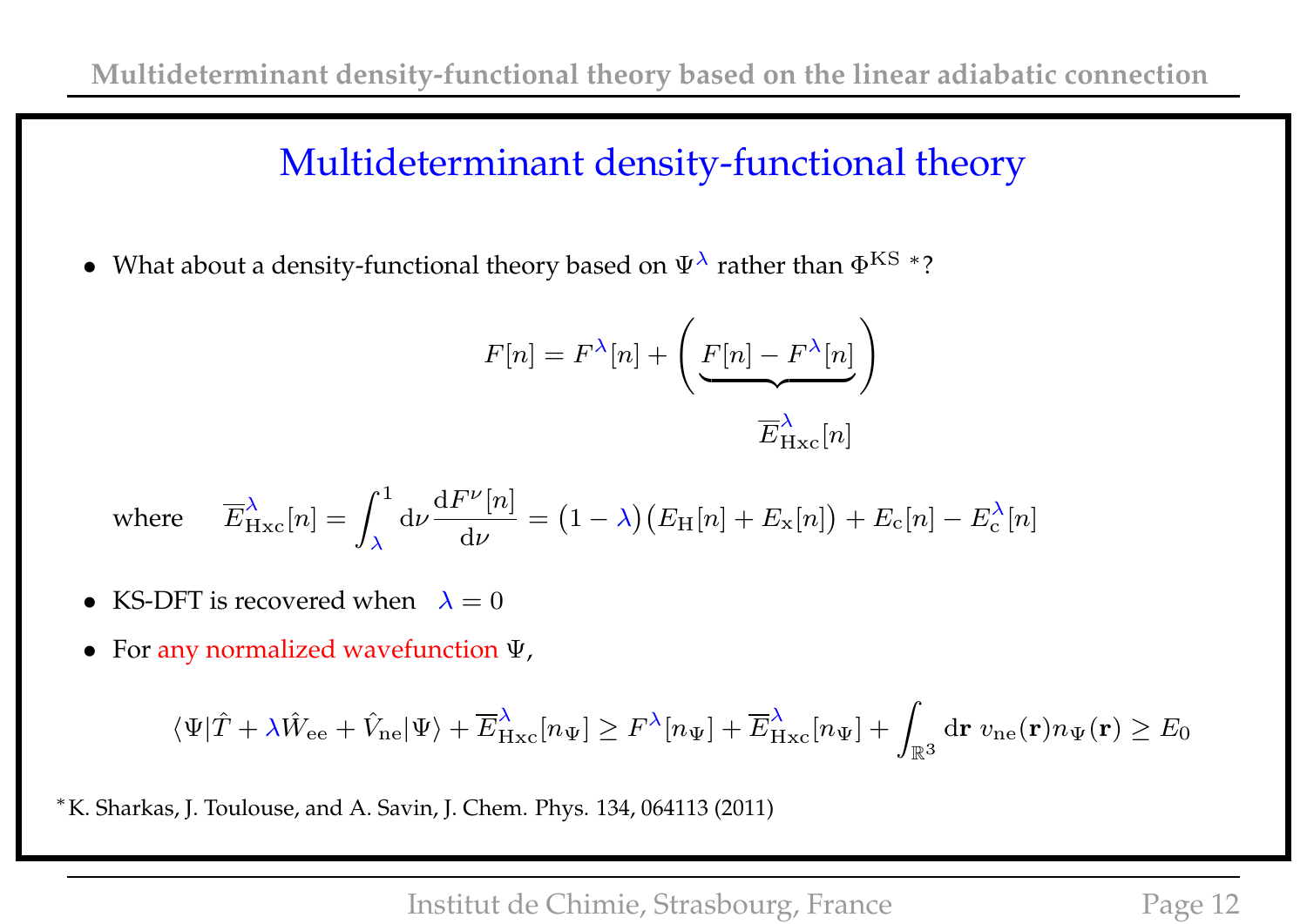# Multideterminant density-functional theory

- What about a density-functional theory based on $\Psi^{\lambda}$ rather than $\Phi^{\text{KS}}$ *?

$$F[n] = F^{\lambda}[n] + \Big( \underbrace{F[n] - F^{\lambda}[n]}_{\overline{E}^{\lambda}_{\text{Hxc}}[n]} \Big)$$

where $\quad \overline{E}^{\lambda}_{\text{Hxc}}[n] = \displaystyle\int_{\lambda}^{1} \mathrm{d}\nu \frac{\mathrm{d}F^{\nu}[n]}{\mathrm{d}\nu} = \big(1-\lambda\big)\big(E_{\text{H}}[n] + E_{\text{x}}[n]\big) + E_{\text{c}}[n] - E^{\lambda}_{\text{c}}[n]$

- KS-DFT is recovered when $\lambda = 0$
- For any normalized wavefunction $\Psi$,

$$\langle\Psi|\hat{T} + \lambda\hat{W}_{\text{ee}} + \hat{V}_{\text{ne}}|\Psi\rangle + \overline{E}^{\lambda}_{\text{Hxc}}[n_{\Psi}] \geq F^{\lambda}[n_{\Psi}] + \overline{E}^{\lambda}_{\text{Hxc}}[n_{\Psi}] + \int_{\mathbb{R}^3} \mathrm{d}\mathbf{r}\; v_{\text{ne}}(\mathbf{r}) n_{\Psi}(\mathbf{r}) \geq E_0$$

*K. Sharkas, J. Toulouse, and A. Savin, J. Chem. Phys. 134, 064113 (2011)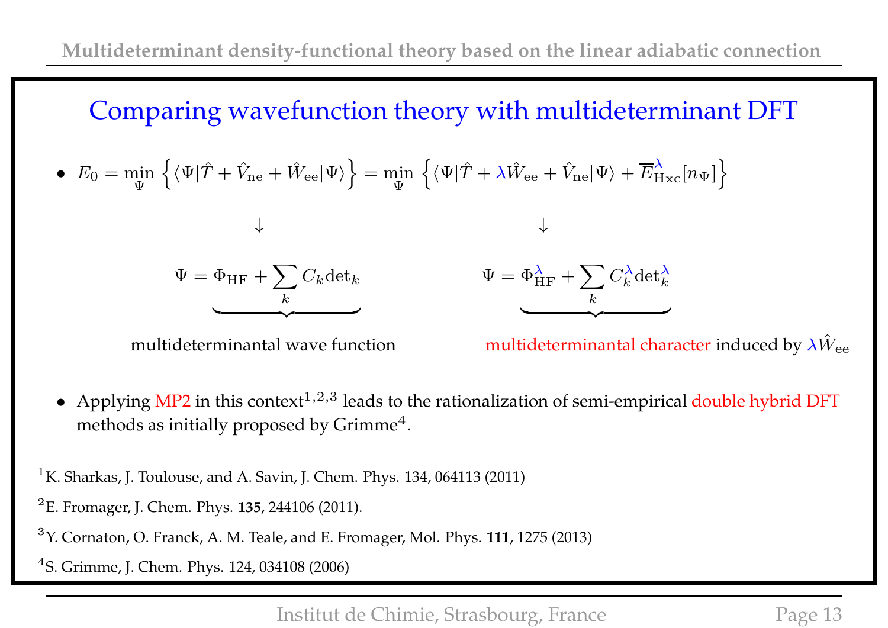## Comparing wavefunction theory with multideterminant DFT

- $E_0 = \min_{\Psi} \left\{ \langle \Psi | \hat{T} + \hat{V}_{\rm ne} + \hat{W}_{\rm ee} | \Psi \rangle \right\} = \min_{\Psi} \left\{ \langle \Psi | \hat{T} + \lambda \hat{W}_{\rm ee} + \hat{V}_{\rm ne} | \Psi \rangle + \overline{E}^{\lambda}_{\rm Hxc}[n_\Psi] \right\}$

$$\downarrow \qquad\qquad\qquad\qquad \downarrow$$

$$\underbrace{\Psi = \Phi_{\rm HF} + \sum_k C_k \mathrm{det}_k}_{} \qquad\qquad \underbrace{\Psi = \Phi^{\lambda}_{\rm HF} + \sum_k C^{\lambda}_k \mathrm{det}^{\lambda}_k}_{}$$

multideterminantal wave function — multideterminantal character induced by $\lambda \hat{W}_{\rm ee}$

- Applying MP2 in this context[1,2,3] leads to the rationalization of semi-empirical double hybrid DFT methods as initially proposed by Grimme[4].

[1] K. Sharkas, J. Toulouse, and A. Savin, J. Chem. Phys. 134, 064113 (2011)

[2] E. Fromager, J. Chem. Phys. **135**, 244106 (2011).

[3] Y. Cornaton, O. Franck, A. M. Teale, and E. Fromager, Mol. Phys. **111**, 1275 (2013)

[4] S. Grimme, J. Chem. Phys. 124, 034108 (2006)